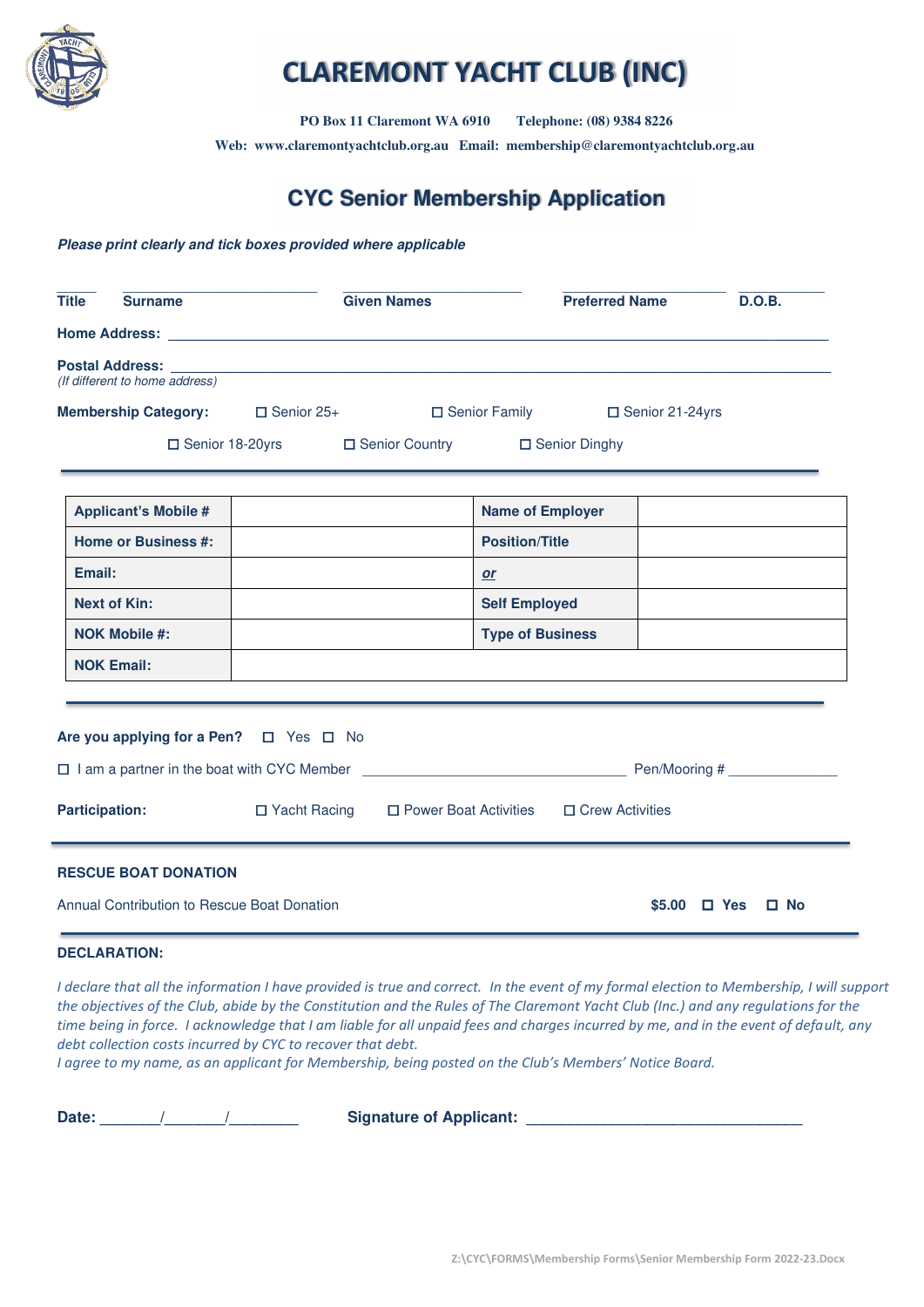# CLAREMONT YACHT CLUB (INC)

**PO Box 11 Claremont WA 6910 Telephone: (08) 9384 8226**

**Web: www.claremontyachtclub.org.au Email: membership@claremontyachtclub.org.au**

## CYC Senior Membership Application

***Please print clearly and tick boxes provided where applicable***

**Title** ______ **Surname** ____________________ **Given Names** ____________________ **Preferred Name** ____________________ **D.O.B.** __________

**Home Address:** ____________________________________________________________

**Postal Address:** ____________________________________________________________
*(If different to home address)*

**Membership Category:** ☐ Senior 25+ ☐ Senior Family ☐ Senior 21-24yrs ☐ Senior 18-20yrs ☐ Senior Country ☐ Senior Dinghy

| | | | |
|---|---|---|---|
| **Applicant's Mobile #** | | **Name of Employer** | |
| **Home or Business #:** | | **Position/Title** | |
| **Email:** | | ***or*** | |
| **Next of Kin:** | | **Self Employed** | |
| **NOK Mobile #:** | | **Type of Business** | |
| **NOK Email:** | | | |

**Are you applying for a Pen?** ☐ Yes ☐ No

☐ I am a partner in the boat with CYC Member ______________________________ Pen/Mooring # ____________

**Participation:** ☐ Yacht Racing ☐ Power Boat Activities ☐ Crew Activities

**RESCUE BOAT DONATION**

Annual Contribution to Rescue Boat Donation **$5.00 ☐ Yes ☐ No**

**DECLARATION:**

*I declare that all the information I have provided is true and correct. In the event of my formal election to Membership, I will support the objectives of the Club, abide by the Constitution and the Rules of The Claremont Yacht Club (Inc.) and any regulations for the time being in force. I acknowledge that I am liable for all unpaid fees and charges incurred by me, and in the event of default, any debt collection costs incurred by CYC to recover that debt.*
*I agree to my name, as an applicant for Membership, being posted on the Club's Members' Notice Board.*

**Date:** _______/_______/________ **Signature of Applicant:** ______________________________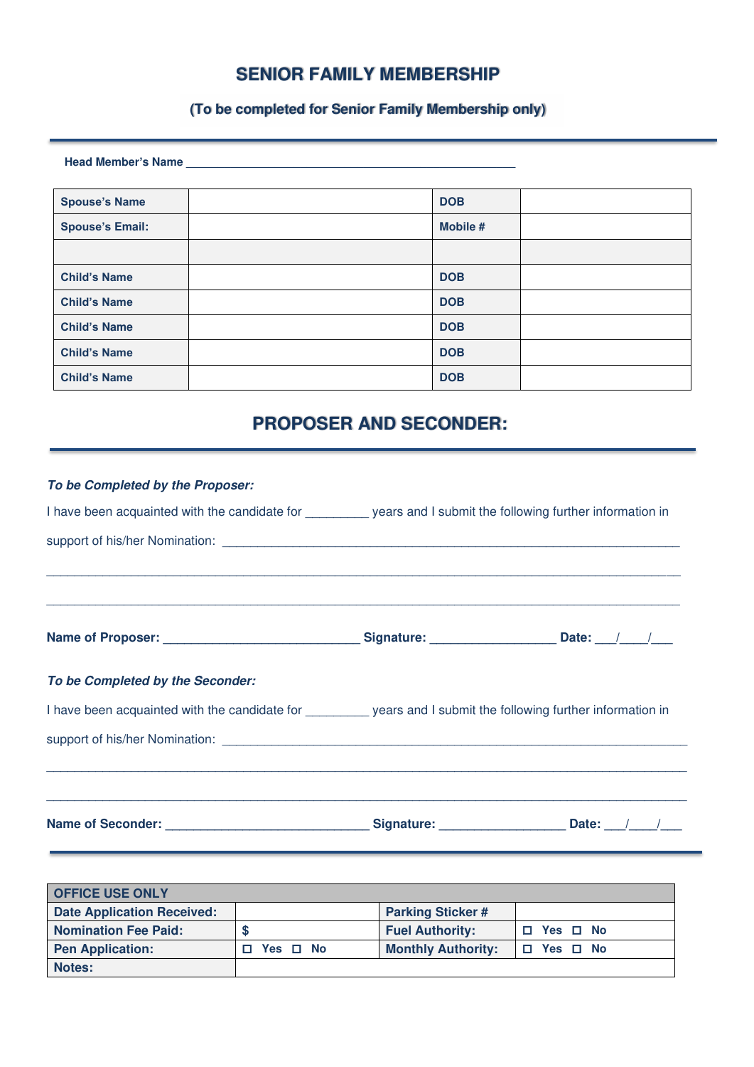# SENIOR FAMILY MEMBERSHIP

### (To be completed for Senior Family Membership only)

**Head Member's Name** ___________________________________________________

| **Spouse's Name** | | **DOB** | |
|---|---|---|---|
| **Spouse's Email:** | | **Mobile #** | |
| | | | |
| **Child's Name** | | **DOB** | |
| **Child's Name** | | **DOB** | |
| **Child's Name** | | **DOB** | |
| **Child's Name** | | **DOB** | |
| **Child's Name** | | **DOB** | |

## PROPOSER AND SECONDER:

***To be Completed by the Proposer:***

I have been acquainted with the candidate for _________ years and I submit the following further information in support of his/her Nomination: ____________________________________________________________________

______________________________________________________________________________________

______________________________________________________________________________________

**Name of Proposer:** ____________________________ **Signature:** __________________ **Date:** ___/____/___

***To be Completed by the Seconder:***

I have been acquainted with the candidate for _________ years and I submit the following further information in support of his/her Nomination: ____________________________________________________________________

______________________________________________________________________________________

______________________________________________________________________________________

**Name of Seconder:** _____________________________ **Signature:** __________________ **Date:** ___/____/___

| OFFICE USE ONLY | | | |
|---|---|---|---|
| **Date Application Received:** | | **Parking Sticker #** | |
| **Nomination Fee Paid:** | $ | **Fuel Authority:** | ☐ Yes ☐ No |
| **Pen Application:** | ☐ Yes ☐ No | **Monthly Authority:** | ☐ Yes ☐ No |
| **Notes:** | | | |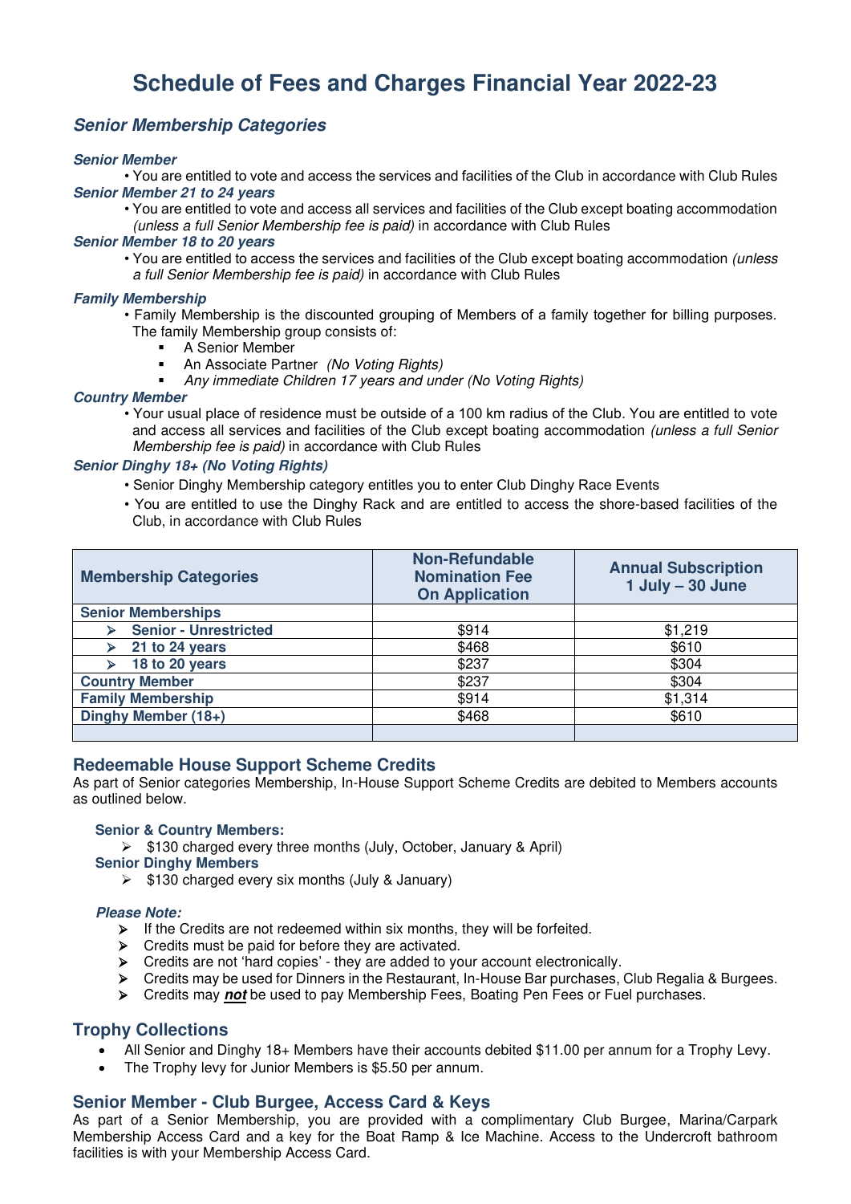# Schedule of Fees and Charges Financial Year 2022-23

## *Senior Membership Categories*

***Senior Member***

- You are entitled to vote and access the services and facilities of the Club in accordance with Club Rules

***Senior Member 21 to 24 years***

- You are entitled to vote and access all services and facilities of the Club except boating accommodation *(unless a full Senior Membership fee is paid)* in accordance with Club Rules

***Senior Member 18 to 20 years***

- You are entitled to access the services and facilities of the Club except boating accommodation *(unless a full Senior Membership fee is paid)* in accordance with Club Rules

***Family Membership***

- Family Membership is the discounted grouping of Members of a family together for billing purposes. The family Membership group consists of:
  - A Senior Member
  - An Associate Partner *(No Voting Rights)*
  - *Any immediate Children 17 years and under (No Voting Rights)*

***Country Member***

- Your usual place of residence must be outside of a 100 km radius of the Club. You are entitled to vote and access all services and facilities of the Club except boating accommodation *(unless a full Senior Membership fee is paid)* in accordance with Club Rules

***Senior Dinghy 18+ (No Voting Rights)***

- Senior Dinghy Membership category entitles you to enter Club Dinghy Race Events
- You are entitled to use the Dinghy Rack and are entitled to access the shore-based facilities of the Club, in accordance with Club Rules

| Membership Categories | Non-Refundable Nomination Fee On Application | Annual Subscription 1 July – 30 June |
|---|---|---|
| **Senior Memberships** | | |
| ➢ **Senior - Unrestricted** | $914 | $1,219 |
| ➢ **21 to 24 years** | $468 | $610 |
| ➢ **18 to 20 years** | $237 | $304 |
| **Country Member** | $237 | $304 |
| **Family Membership** | $914 | $1,314 |
| **Dinghy Member (18+)** | $468 | $610 |
| | | |

## Redeemable House Support Scheme Credits

As part of Senior categories Membership, In-House Support Scheme Credits are debited to Members accounts as outlined below.

**Senior & Country Members:**

- $130 charged every three months (July, October, January & April)

**Senior Dinghy Members**

- $130 charged every six months (July & January)

***Please Note:***

- If the Credits are not redeemed within six months, they will be forfeited.
- Credits must be paid for before they are activated.
- Credits are not 'hard copies' - they are added to your account electronically.
- Credits may be used for Dinners in the Restaurant, In-House Bar purchases, Club Regalia & Burgees.
- Credits may ***not*** be used to pay Membership Fees, Boating Pen Fees or Fuel purchases.

## Trophy Collections

- All Senior and Dinghy 18+ Members have their accounts debited $11.00 per annum for a Trophy Levy.
- The Trophy levy for Junior Members is $5.50 per annum.

## Senior Member - Club Burgee, Access Card & Keys

As part of a Senior Membership, you are provided with a complimentary Club Burgee, Marina/Carpark Membership Access Card and a key for the Boat Ramp & Ice Machine. Access to the Undercroft bathroom facilities is with your Membership Access Card.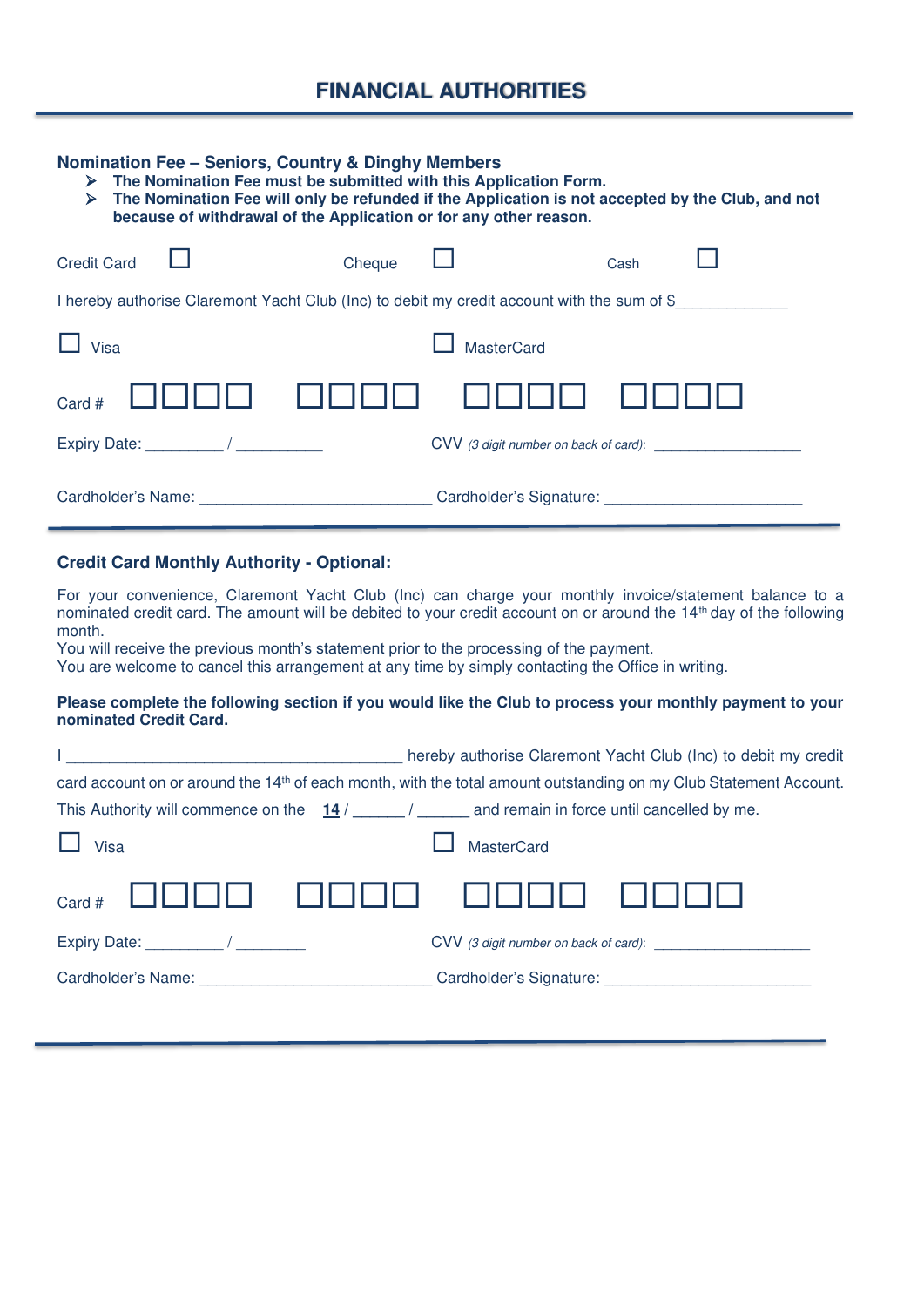# FINANCIAL AUTHORITIES

## Nomination Fee – Seniors, Country & Dinghy Members

- **The Nomination Fee must be submitted with this Application Form.**
- **The Nomination Fee will only be refunded if the Application is not accepted by the Club, and not because of withdrawal of the Application or for any other reason.**

Credit Card ☐ Cheque ☐ Cash ☐

I hereby authorise Claremont Yacht Club (Inc) to debit my credit account with the sum of $_____________

☐ Visa ☐ MasterCard

Card # ☐☐☐☐ ☐☐☐☐ ☐☐☐☐ ☐☐☐☐

Expiry Date: _________ / __________ CVV *(3 digit number on back of card)*: _________________

Cardholder's Name: __________________________ Cardholder's Signature: _______________________

## Credit Card Monthly Authority - Optional:

For your convenience, Claremont Yacht Club (Inc) can charge your monthly invoice/statement balance to a nominated credit card. The amount will be debited to your credit account on or around the 14th day of the following month.

You will receive the previous month's statement prior to the processing of the payment.

You are welcome to cancel this arrangement at any time by simply contacting the Office in writing.

**Please complete the following section if you would like the Club to process your monthly payment to your nominated Credit Card.**

I _______________________________________ hereby authorise Claremont Yacht Club (Inc) to debit my credit card account on or around the 14th of each month, with the total amount outstanding on my Club Statement Account.

This Authority will commence on the **14** / ______ / ______ and remain in force until cancelled by me.

☐ Visa ☐ MasterCard

Card # ☐☐☐☐ ☐☐☐☐ ☐☐☐☐ ☐☐☐☐

Expiry Date: _________ / ________ CVV *(3 digit number on back of card)*: __________________

Cardholder's Name: __________________________ Cardholder's Signature: _______________________